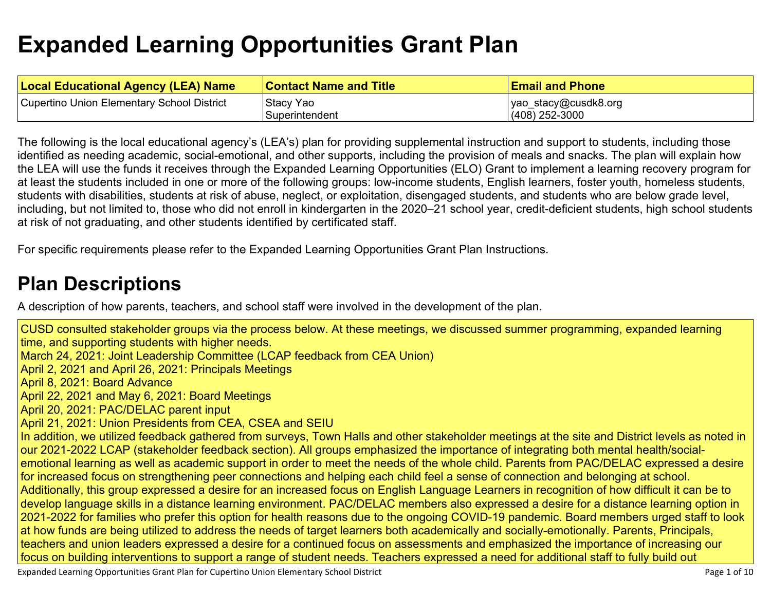# Expanded Learning Opportunities Grant Plan

| Local Educational Agency (LEA) Name | Contact Name and Title | Email and Phone |
| --- | --- | --- |
| Cupertino Union Elementary School District | Stacy Yao<br>Superintendent | yao_stacy@cusdk8.org<br>(408) 252-3000 |

The following is the local educational agency's (LEA's) plan for providing supplemental instruction and support to students, including those identified as needing academic, social-emotional, and other supports, including the provision of meals and snacks. The plan will explain how the LEA will use the funds it receives through the Expanded Learning Opportunities (ELO) Grant to implement a learning recovery program for at least the students included in one or more of the following groups: low-income students, English learners, foster youth, homeless students, students with disabilities, students at risk of abuse, neglect, or exploitation, disengaged students, and students who are below grade level, including, but not limited to, those who did not enroll in kindergarten in the 2020–21 school year, credit-deficient students, high school students at risk of not graduating, and other students identified by certificated staff.

For specific requirements please refer to the Expanded Learning Opportunities Grant Plan Instructions.

## Plan Descriptions

A description of how parents, teachers, and school staff were involved in the development of the plan.

CUSD consulted stakeholder groups via the process below. At these meetings, we discussed summer programming, expanded learning time, and supporting students with higher needs.
March 24, 2021: Joint Leadership Committee (LCAP feedback from CEA Union)
April 2, 2021 and April 26, 2021: Principals Meetings
April 8, 2021: Board Advance
April 22, 2021 and May 6, 2021: Board Meetings
April 20, 2021: PAC/DELAC parent input
April 21, 2021: Union Presidents from CEA, CSEA and SEIU
In addition, we utilized feedback gathered from surveys, Town Halls and other stakeholder meetings at the site and District levels as noted in our 2021-2022 LCAP (stakeholder feedback section). All groups emphasized the importance of integrating both mental health/social-emotional learning as well as academic support in order to meet the needs of the whole child. Parents from PAC/DELAC expressed a desire for increased focus on strengthening peer connections and helping each child feel a sense of connection and belonging at school. Additionally, this group expressed a desire for an increased focus on English Language Learners in recognition of how difficult it can be to develop language skills in a distance learning environment. PAC/DELAC members also expressed a desire for a distance learning option in 2021-2022 for families who prefer this option for health reasons due to the ongoing COVID-19 pandemic. Board members urged staff to look at how funds are being utilized to address the needs of target learners both academically and socially-emotionally. Parents, Principals, teachers and union leaders expressed a desire for a continued focus on assessments and emphasized the importance of increasing our focus on building interventions to support a range of student needs. Teachers expressed a need for additional staff to fully build out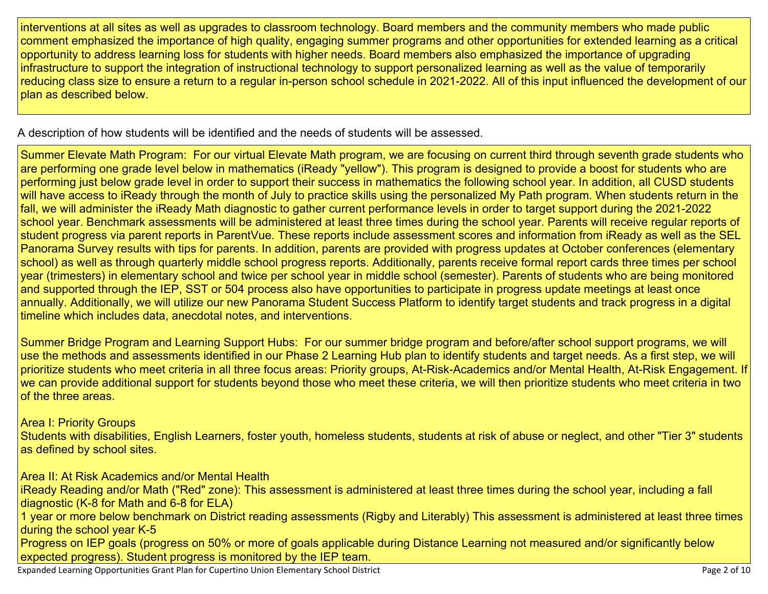interventions at all sites as well as upgrades to classroom technology. Board members and the community members who made public comment emphasized the importance of high quality, engaging summer programs and other opportunities for extended learning as a critical opportunity to address learning loss for students with higher needs. Board members also emphasized the importance of upgrading infrastructure to support the integration of instructional technology to support personalized learning as well as the value of temporarily reducing class size to ensure a return to a regular in-person school schedule in 2021-2022. All of this input influenced the development of our plan as described below.

A description of how students will be identified and the needs of students will be assessed.

Summer Elevate Math Program: For our virtual Elevate Math program, we are focusing on current third through seventh grade students who are performing one grade level below in mathematics (iReady "yellow"). This program is designed to provide a boost for students who are performing just below grade level in order to support their success in mathematics the following school year. In addition, all CUSD students will have access to iReady through the month of July to practice skills using the personalized My Path program. When students return in the fall, we will administer the iReady Math diagnostic to gather current performance levels in order to target support during the 2021-2022 school year. Benchmark assessments will be administered at least three times during the school year. Parents will receive regular reports of student progress via parent reports in ParentVue. These reports include assessment scores and information from iReady as well as the SEL Panorama Survey results with tips for parents. In addition, parents are provided with progress updates at October conferences (elementary school) as well as through quarterly middle school progress reports. Additionally, parents receive formal report cards three times per school year (trimesters) in elementary school and twice per school year in middle school (semester). Parents of students who are being monitored and supported through the IEP, SST or 504 process also have opportunities to participate in progress update meetings at least once annually. Additionally, we will utilize our new Panorama Student Success Platform to identify target students and track progress in a digital timeline which includes data, anecdotal notes, and interventions.

Summer Bridge Program and Learning Support Hubs: For our summer bridge program and before/after school support programs, we will use the methods and assessments identified in our Phase 2 Learning Hub plan to identify students and target needs. As a first step, we will prioritize students who meet criteria in all three focus areas: Priority groups, At-Risk-Academics and/or Mental Health, At-Risk Engagement. If we can provide additional support for students beyond those who meet these criteria, we will then prioritize students who meet criteria in two of the three areas.

Area I: Priority Groups
Students with disabilities, English Learners, foster youth, homeless students, students at risk of abuse or neglect, and other "Tier 3" students as defined by school sites.

Area II: At Risk Academics and/or Mental Health
iReady Reading and/or Math ("Red" zone): This assessment is administered at least three times during the school year, including a fall diagnostic (K-8 for Math and 6-8 for ELA)
1 year or more below benchmark on District reading assessments (Rigby and Literably) This assessment is administered at least three times during the school year K-5
Progress on IEP goals (progress on 50% or more of goals applicable during Distance Learning not measured and/or significantly below expected progress). Student progress is monitored by the IEP team.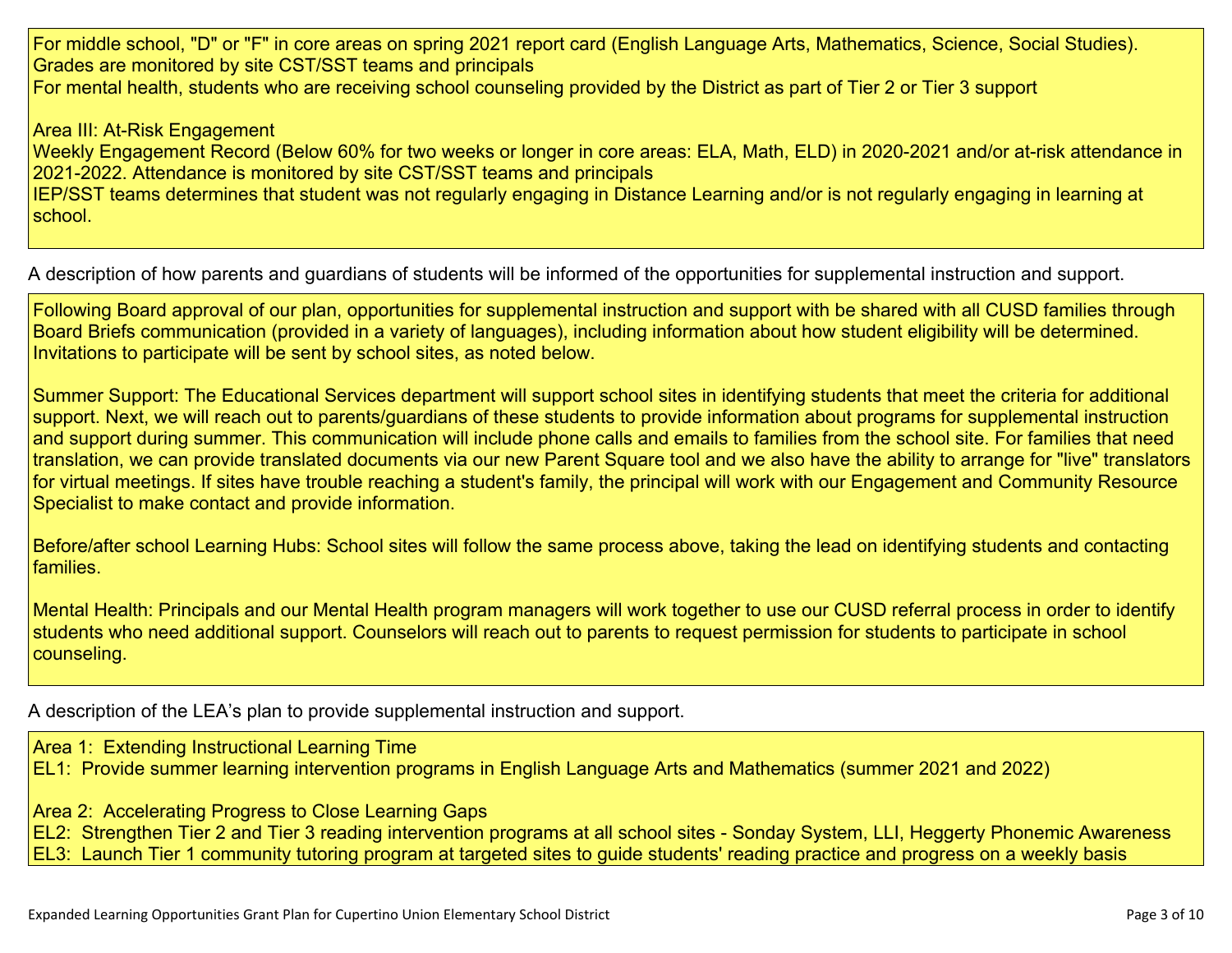For middle school, "D" or "F" in core areas on spring 2021 report card (English Language Arts, Mathematics, Science, Social Studies). Grades are monitored by site CST/SST teams and principals
For mental health, students who are receiving school counseling provided by the District as part of Tier 2 or Tier 3 support

Area III: At-Risk Engagement
Weekly Engagement Record (Below 60% for two weeks or longer in core areas: ELA, Math, ELD) in 2020-2021 and/or at-risk attendance in 2021-2022. Attendance is monitored by site CST/SST teams and principals
IEP/SST teams determines that student was not regularly engaging in Distance Learning and/or is not regularly engaging in learning at school.

A description of how parents and guardians of students will be informed of the opportunities for supplemental instruction and support.

Following Board approval of our plan, opportunities for supplemental instruction and support with be shared with all CUSD families through Board Briefs communication (provided in a variety of languages), including information about how student eligibility will be determined. Invitations to participate will be sent by school sites, as noted below.

Summer Support: The Educational Services department will support school sites in identifying students that meet the criteria for additional support. Next, we will reach out to parents/guardians of these students to provide information about programs for supplemental instruction and support during summer. This communication will include phone calls and emails to families from the school site. For families that need translation, we can provide translated documents via our new Parent Square tool and we also have the ability to arrange for "live" translators for virtual meetings. If sites have trouble reaching a student's family, the principal will work with our Engagement and Community Resource Specialist to make contact and provide information.

Before/after school Learning Hubs: School sites will follow the same process above, taking the lead on identifying students and contacting families.

Mental Health: Principals and our Mental Health program managers will work together to use our CUSD referral process in order to identify students who need additional support. Counselors will reach out to parents to request permission for students to participate in school counseling.

A description of the LEA's plan to provide supplemental instruction and support.

Area 1: Extending Instructional Learning Time
EL1: Provide summer learning intervention programs in English Language Arts and Mathematics (summer 2021 and 2022)

Area 2: Accelerating Progress to Close Learning Gaps
EL2: Strengthen Tier 2 and Tier 3 reading intervention programs at all school sites - Sonday System, LLI, Heggerty Phonemic Awareness
EL3: Launch Tier 1 community tutoring program at targeted sites to guide students' reading practice and progress on a weekly basis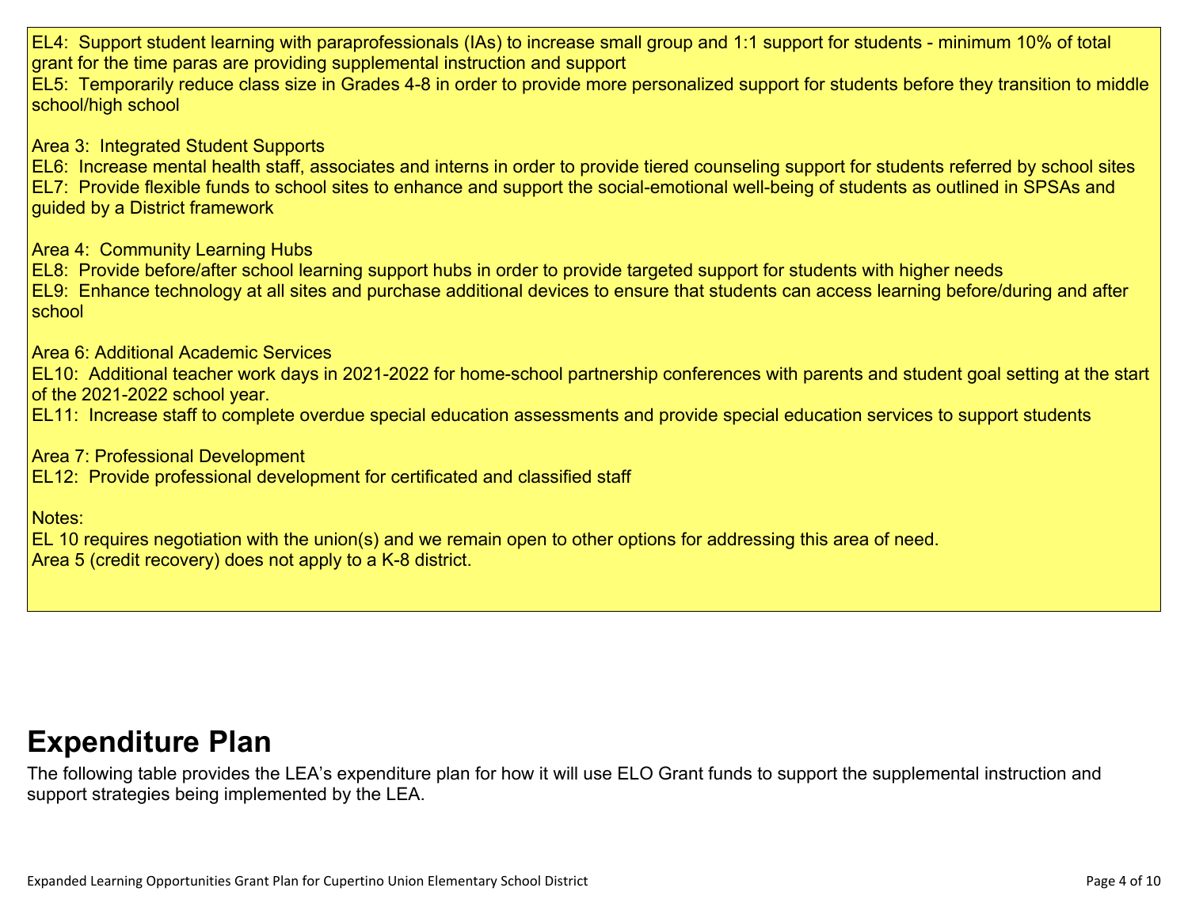EL4: Support student learning with paraprofessionals (IAs) to increase small group and 1:1 support for students - minimum 10% of total grant for the time paras are providing supplemental instruction and support
EL5: Temporarily reduce class size in Grades 4-8 in order to provide more personalized support for students before they transition to middle school/high school

Area 3: Integrated Student Supports
EL6: Increase mental health staff, associates and interns in order to provide tiered counseling support for students referred by school sites
EL7: Provide flexible funds to school sites to enhance and support the social-emotional well-being of students as outlined in SPSAs and guided by a District framework

Area 4: Community Learning Hubs
EL8: Provide before/after school learning support hubs in order to provide targeted support for students with higher needs
EL9: Enhance technology at all sites and purchase additional devices to ensure that students can access learning before/during and after school

Area 6: Additional Academic Services
EL10: Additional teacher work days in 2021-2022 for home-school partnership conferences with parents and student goal setting at the start of the 2021-2022 school year.
EL11: Increase staff to complete overdue special education assessments and provide special education services to support students

Area 7: Professional Development
EL12: Provide professional development for certificated and classified staff

Notes:
EL 10 requires negotiation with the union(s) and we remain open to other options for addressing this area of need.
Area 5 (credit recovery) does not apply to a K-8 district.

# Expenditure Plan

The following table provides the LEA's expenditure plan for how it will use ELO Grant funds to support the supplemental instruction and support strategies being implemented by the LEA.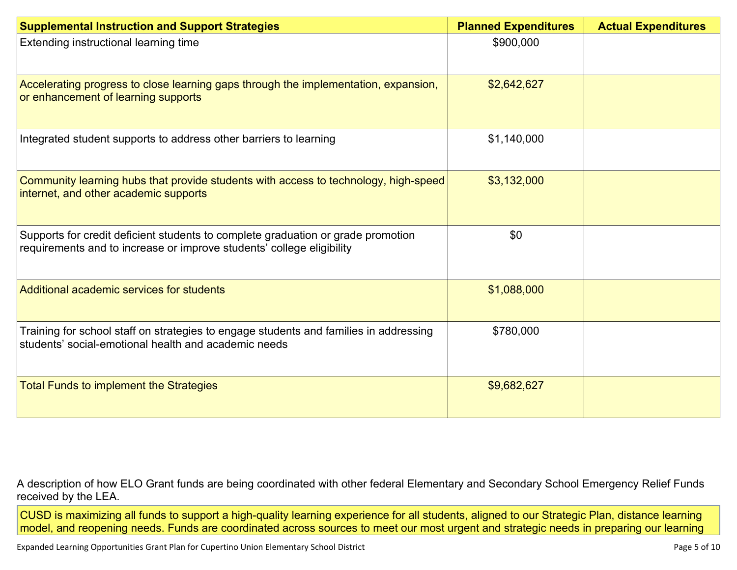| Supplemental Instruction and Support Strategies | Planned Expenditures | Actual Expenditures |
|---|---|---|
| Extending instructional learning time | $900,000 | |
| Accelerating progress to close learning gaps through the implementation, expansion, or enhancement of learning supports | $2,642,627 | |
| Integrated student supports to address other barriers to learning | $1,140,000 | |
| Community learning hubs that provide students with access to technology, high-speed internet, and other academic supports | $3,132,000 | |
| Supports for credit deficient students to complete graduation or grade promotion requirements and to increase or improve students' college eligibility | $0 | |
| Additional academic services for students | $1,088,000 | |
| Training for school staff on strategies to engage students and families in addressing students' social-emotional health and academic needs | $780,000 | |
| Total Funds to implement the Strategies | $9,682,627 | |

A description of how ELO Grant funds are being coordinated with other federal Elementary and Secondary School Emergency Relief Funds received by the LEA.

CUSD is maximizing all funds to support a high-quality learning experience for all students, aligned to our Strategic Plan, distance learning model, and reopening needs. Funds are coordinated across sources to meet our most urgent and strategic needs in preparing our learning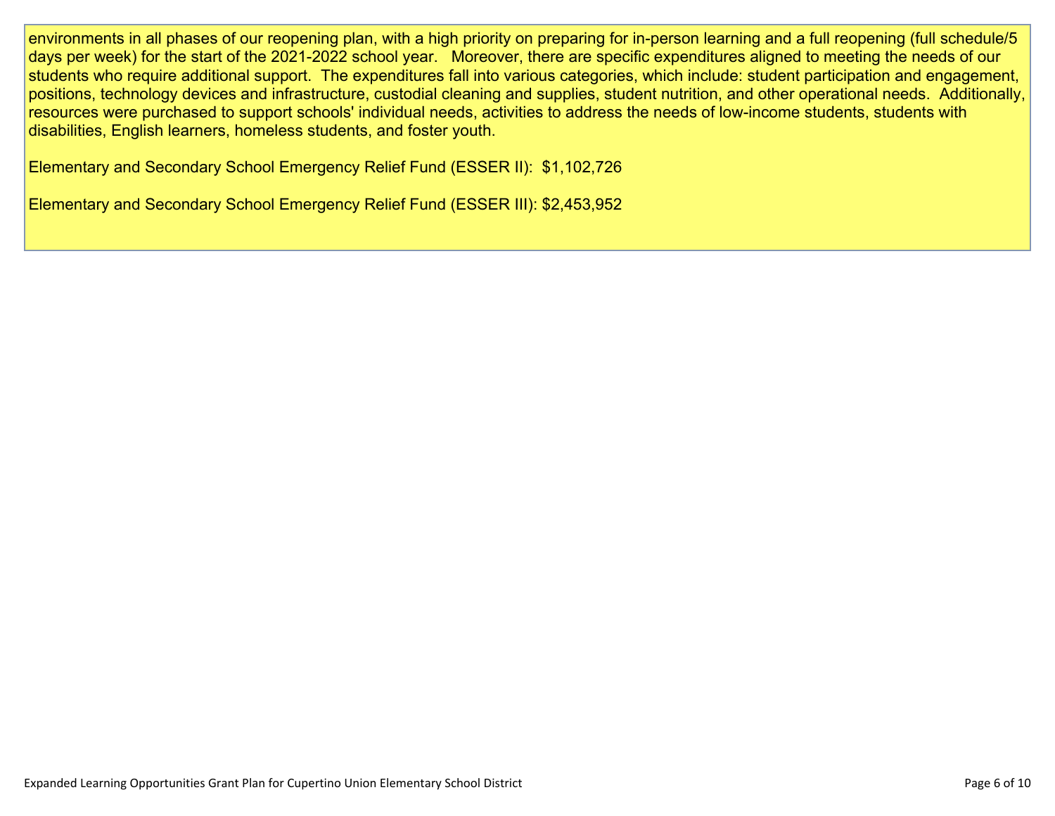environments in all phases of our reopening plan, with a high priority on preparing for in-person learning and a full reopening (full schedule/5 days per week) for the start of the 2021-2022 school year.   Moreover, there are specific expenditures aligned to meeting the needs of our students who require additional support.  The expenditures fall into various categories, which include: student participation and engagement, positions, technology devices and infrastructure, custodial cleaning and supplies, student nutrition, and other operational needs.  Additionally, resources were purchased to support schools' individual needs, activities to address the needs of low-income students, students with disabilities, English learners, homeless students, and foster youth.

Elementary and Secondary School Emergency Relief Fund (ESSER II):  $1,102,726

Elementary and Secondary School Emergency Relief Fund (ESSER III): $2,453,952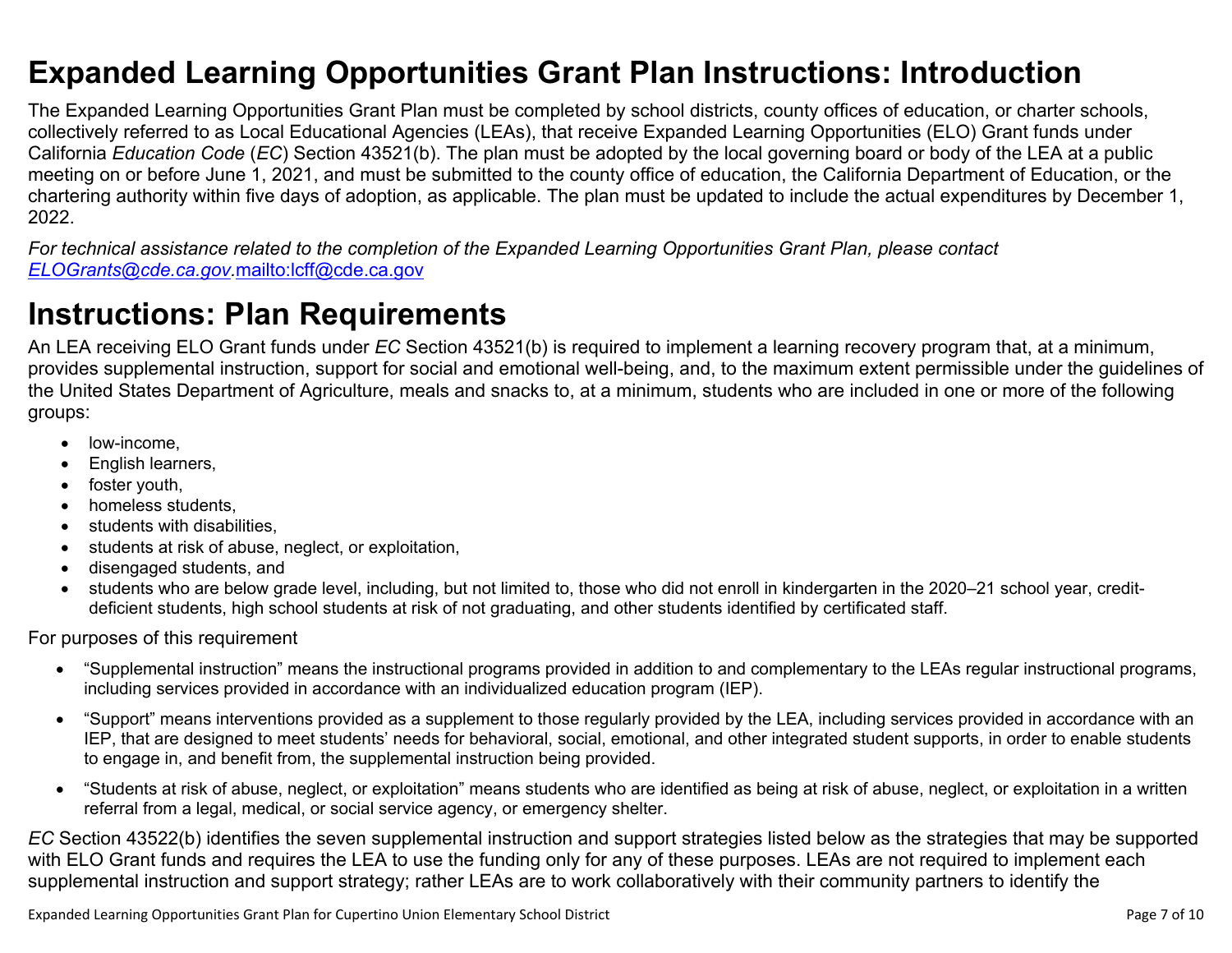# Expanded Learning Opportunities Grant Plan Instructions: Introduction

The Expanded Learning Opportunities Grant Plan must be completed by school districts, county offices of education, or charter schools, collectively referred to as Local Educational Agencies (LEAs), that receive Expanded Learning Opportunities (ELO) Grant funds under California *Education Code* (*EC*) Section 43521(b). The plan must be adopted by the local governing board or body of the LEA at a public meeting on or before June 1, 2021, and must be submitted to the county office of education, the California Department of Education, or the chartering authority within five days of adoption, as applicable. The plan must be updated to include the actual expenditures by December 1, 2022.

*For technical assistance related to the completion of the Expanded Learning Opportunities Grant Plan, please contact [ELOGrants@cde.ca.gov](mailto:ELOGrants@cde.ca.gov).*[mailto:lcff@cde.ca.gov](mailto:lcff@cde.ca.gov)

# Instructions: Plan Requirements

An LEA receiving ELO Grant funds under *EC* Section 43521(b) is required to implement a learning recovery program that, at a minimum, provides supplemental instruction, support for social and emotional well-being, and, to the maximum extent permissible under the guidelines of the United States Department of Agriculture, meals and snacks to, at a minimum, students who are included in one or more of the following groups:

- low-income,
- English learners,
- foster youth,
- homeless students,
- students with disabilities,
- students at risk of abuse, neglect, or exploitation,
- disengaged students, and
- students who are below grade level, including, but not limited to, those who did not enroll in kindergarten in the 2020–21 school year, credit-deficient students, high school students at risk of not graduating, and other students identified by certificated staff.

For purposes of this requirement

- "Supplemental instruction" means the instructional programs provided in addition to and complementary to the LEAs regular instructional programs, including services provided in accordance with an individualized education program (IEP).
- "Support" means interventions provided as a supplement to those regularly provided by the LEA, including services provided in accordance with an IEP, that are designed to meet students' needs for behavioral, social, emotional, and other integrated student supports, in order to enable students to engage in, and benefit from, the supplemental instruction being provided.
- "Students at risk of abuse, neglect, or exploitation" means students who are identified as being at risk of abuse, neglect, or exploitation in a written referral from a legal, medical, or social service agency, or emergency shelter.

*EC* Section 43522(b) identifies the seven supplemental instruction and support strategies listed below as the strategies that may be supported with ELO Grant funds and requires the LEA to use the funding only for any of these purposes. LEAs are not required to implement each supplemental instruction and support strategy; rather LEAs are to work collaboratively with their community partners to identify the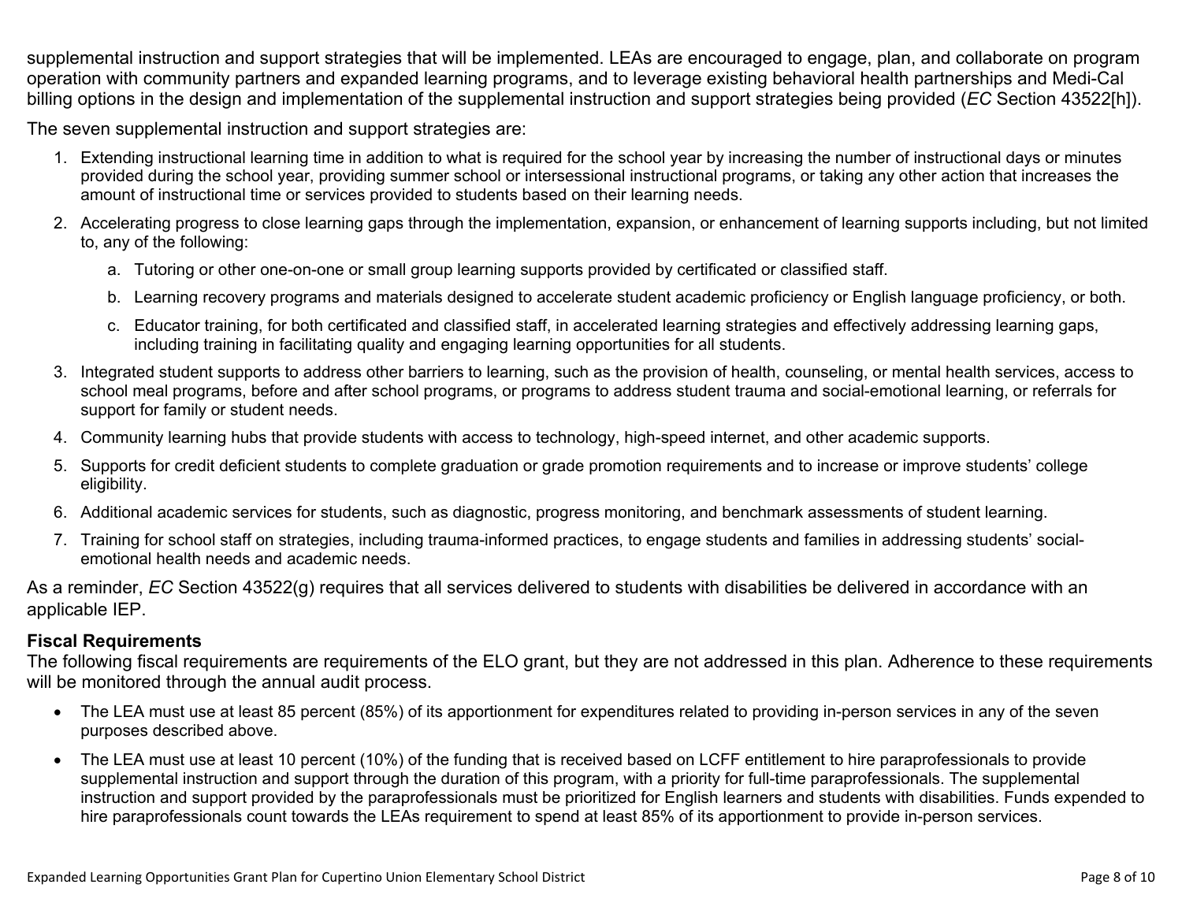supplemental instruction and support strategies that will be implemented. LEAs are encouraged to engage, plan, and collaborate on program operation with community partners and expanded learning programs, and to leverage existing behavioral health partnerships and Medi-Cal billing options in the design and implementation of the supplemental instruction and support strategies being provided (*EC* Section 43522[h]).

The seven supplemental instruction and support strategies are:

1. Extending instructional learning time in addition to what is required for the school year by increasing the number of instructional days or minutes provided during the school year, providing summer school or intersessional instructional programs, or taking any other action that increases the amount of instructional time or services provided to students based on their learning needs.
2. Accelerating progress to close learning gaps through the implementation, expansion, or enhancement of learning supports including, but not limited to, any of the following:
    a. Tutoring or other one-on-one or small group learning supports provided by certificated or classified staff.
    b. Learning recovery programs and materials designed to accelerate student academic proficiency or English language proficiency, or both.
    c. Educator training, for both certificated and classified staff, in accelerated learning strategies and effectively addressing learning gaps, including training in facilitating quality and engaging learning opportunities for all students.
3. Integrated student supports to address other barriers to learning, such as the provision of health, counseling, or mental health services, access to school meal programs, before and after school programs, or programs to address student trauma and social-emotional learning, or referrals for support for family or student needs.
4. Community learning hubs that provide students with access to technology, high-speed internet, and other academic supports.
5. Supports for credit deficient students to complete graduation or grade promotion requirements and to increase or improve students' college eligibility.
6. Additional academic services for students, such as diagnostic, progress monitoring, and benchmark assessments of student learning.
7. Training for school staff on strategies, including trauma-informed practices, to engage students and families in addressing students' social-emotional health needs and academic needs.

As a reminder, *EC* Section 43522(g) requires that all services delivered to students with disabilities be delivered in accordance with an applicable IEP.

**Fiscal Requirements**

The following fiscal requirements are requirements of the ELO grant, but they are not addressed in this plan. Adherence to these requirements will be monitored through the annual audit process.

- The LEA must use at least 85 percent (85%) of its apportionment for expenditures related to providing in-person services in any of the seven purposes described above.
- The LEA must use at least 10 percent (10%) of the funding that is received based on LCFF entitlement to hire paraprofessionals to provide supplemental instruction and support through the duration of this program, with a priority for full-time paraprofessionals. The supplemental instruction and support provided by the paraprofessionals must be prioritized for English learners and students with disabilities. Funds expended to hire paraprofessionals count towards the LEAs requirement to spend at least 85% of its apportionment to provide in-person services.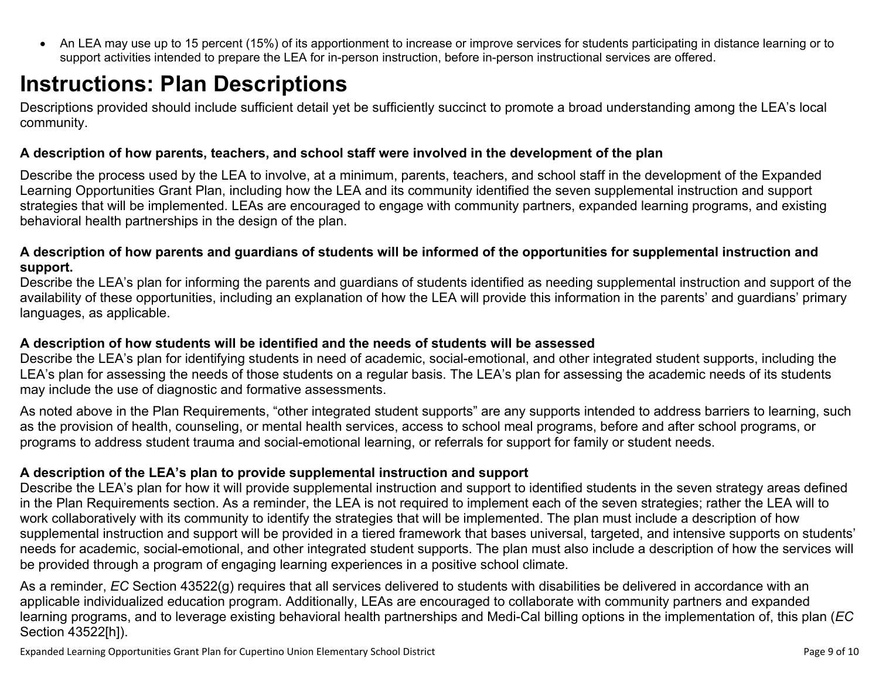- An LEA may use up to 15 percent (15%) of its apportionment to increase or improve services for students participating in distance learning or to support activities intended to prepare the LEA for in-person instruction, before in-person instructional services are offered.

# Instructions: Plan Descriptions

Descriptions provided should include sufficient detail yet be sufficiently succinct to promote a broad understanding among the LEA's local community.

**A description of how parents, teachers, and school staff were involved in the development of the plan**

Describe the process used by the LEA to involve, at a minimum, parents, teachers, and school staff in the development of the Expanded Learning Opportunities Grant Plan, including how the LEA and its community identified the seven supplemental instruction and support strategies that will be implemented. LEAs are encouraged to engage with community partners, expanded learning programs, and existing behavioral health partnerships in the design of the plan.

**A description of how parents and guardians of students will be informed of the opportunities for supplemental instruction and support.**

Describe the LEA's plan for informing the parents and guardians of students identified as needing supplemental instruction and support of the availability of these opportunities, including an explanation of how the LEA will provide this information in the parents' and guardians' primary languages, as applicable.

**A description of how students will be identified and the needs of students will be assessed**

Describe the LEA's plan for identifying students in need of academic, social-emotional, and other integrated student supports, including the LEA's plan for assessing the needs of those students on a regular basis. The LEA's plan for assessing the academic needs of its students may include the use of diagnostic and formative assessments.

As noted above in the Plan Requirements, "other integrated student supports" are any supports intended to address barriers to learning, such as the provision of health, counseling, or mental health services, access to school meal programs, before and after school programs, or programs to address student trauma and social-emotional learning, or referrals for support for family or student needs.

**A description of the LEA's plan to provide supplemental instruction and support**

Describe the LEA's plan for how it will provide supplemental instruction and support to identified students in the seven strategy areas defined in the Plan Requirements section. As a reminder, the LEA is not required to implement each of the seven strategies; rather the LEA will to work collaboratively with its community to identify the strategies that will be implemented. The plan must include a description of how supplemental instruction and support will be provided in a tiered framework that bases universal, targeted, and intensive supports on students' needs for academic, social-emotional, and other integrated student supports. The plan must also include a description of how the services will be provided through a program of engaging learning experiences in a positive school climate.

As a reminder, *EC* Section 43522(g) requires that all services delivered to students with disabilities be delivered in accordance with an applicable individualized education program. Additionally, LEAs are encouraged to collaborate with community partners and expanded learning programs, and to leverage existing behavioral health partnerships and Medi-Cal billing options in the implementation of, this plan (*EC* Section 43522[h]).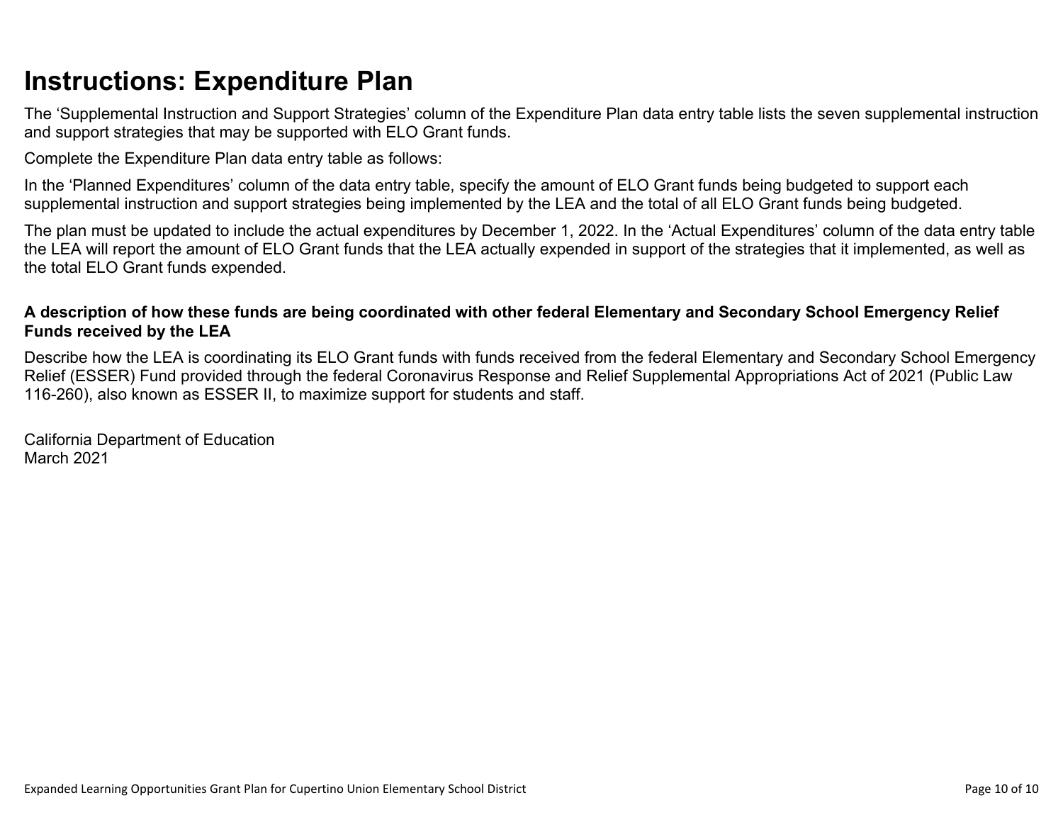# Instructions: Expenditure Plan

The 'Supplemental Instruction and Support Strategies' column of the Expenditure Plan data entry table lists the seven supplemental instruction and support strategies that may be supported with ELO Grant funds.

Complete the Expenditure Plan data entry table as follows:

In the 'Planned Expenditures' column of the data entry table, specify the amount of ELO Grant funds being budgeted to support each supplemental instruction and support strategies being implemented by the LEA and the total of all ELO Grant funds being budgeted.

The plan must be updated to include the actual expenditures by December 1, 2022. In the 'Actual Expenditures' column of the data entry table the LEA will report the amount of ELO Grant funds that the LEA actually expended in support of the strategies that it implemented, as well as the total ELO Grant funds expended.

### A description of how these funds are being coordinated with other federal Elementary and Secondary School Emergency Relief Funds received by the LEA

Describe how the LEA is coordinating its ELO Grant funds with funds received from the federal Elementary and Secondary School Emergency Relief (ESSER) Fund provided through the federal Coronavirus Response and Relief Supplemental Appropriations Act of 2021 (Public Law 116-260), also known as ESSER II, to maximize support for students and staff.

California Department of Education
March 2021